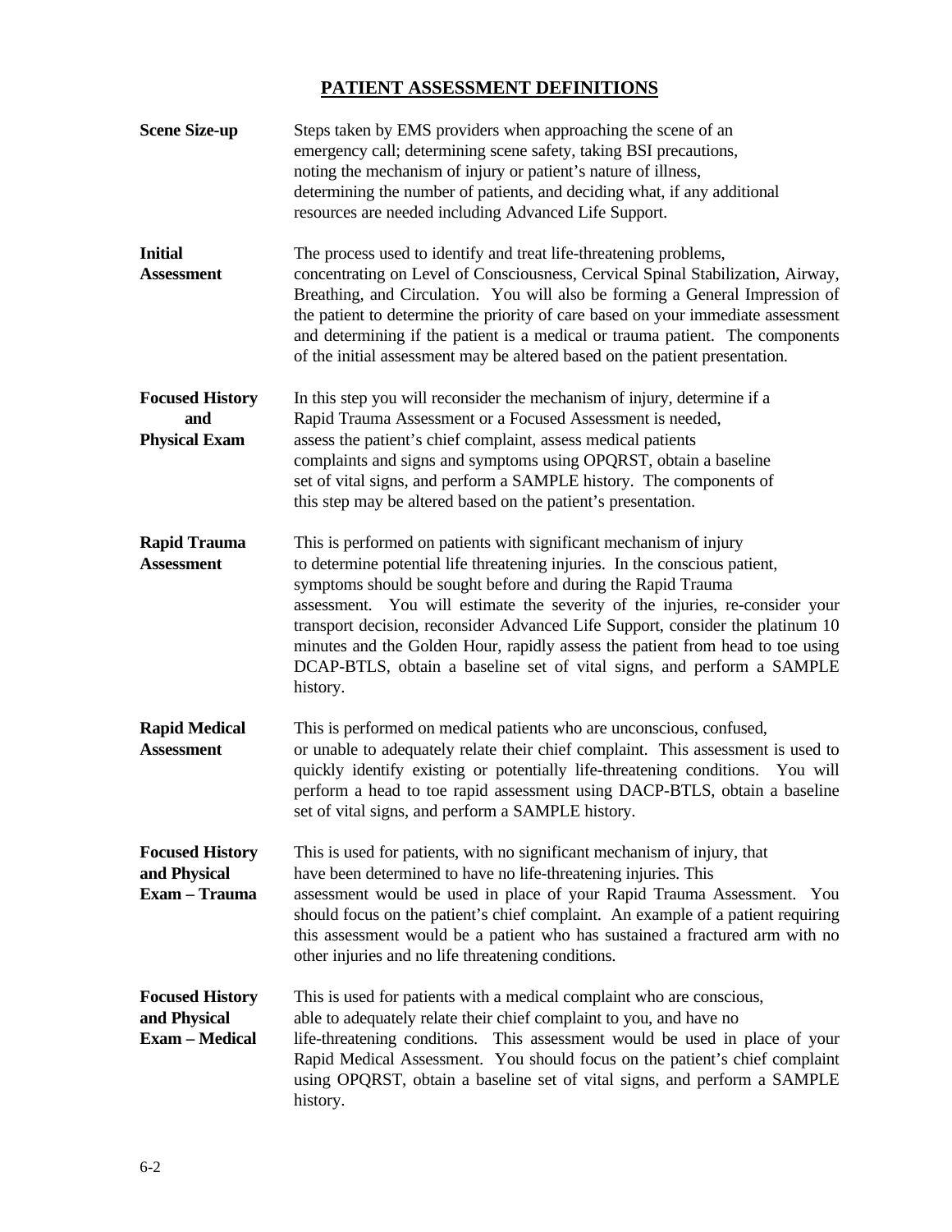# PATIENT ASSESSMENT DEFINITIONS

**Scene Size-up**

Steps taken by EMS providers when approaching the scene of an emergency call; determining scene safety, taking BSI precautions, noting the mechanism of injury or patient's nature of illness, determining the number of patients, and deciding what, if any additional resources are needed including Advanced Life Support.

**Initial Assessment**

The process used to identify and treat life-threatening problems, concentrating on Level of Consciousness, Cervical Spinal Stabilization, Airway, Breathing, and Circulation. You will also be forming a General Impression of the patient to determine the priority of care based on your immediate assessment and determining if the patient is a medical or trauma patient. The components of the initial assessment may be altered based on the patient presentation.

**Focused History and Physical Exam**

In this step you will reconsider the mechanism of injury, determine if a Rapid Trauma Assessment or a Focused Assessment is needed, assess the patient's chief complaint, assess medical patients complaints and signs and symptoms using OPQRST, obtain a baseline set of vital signs, and perform a SAMPLE history. The components of this step may be altered based on the patient's presentation.

**Rapid Trauma Assessment**

This is performed on patients with significant mechanism of injury to determine potential life threatening injuries. In the conscious patient, symptoms should be sought before and during the Rapid Trauma assessment. You will estimate the severity of the injuries, re-consider your transport decision, reconsider Advanced Life Support, consider the platinum 10 minutes and the Golden Hour, rapidly assess the patient from head to toe using DCAP-BTLS, obtain a baseline set of vital signs, and perform a SAMPLE history.

**Rapid Medical Assessment**

This is performed on medical patients who are unconscious, confused, or unable to adequately relate their chief complaint. This assessment is used to quickly identify existing or potentially life-threatening conditions. You will perform a head to toe rapid assessment using DACP-BTLS, obtain a baseline set of vital signs, and perform a SAMPLE history.

**Focused History and Physical Exam – Trauma**

This is used for patients, with no significant mechanism of injury, that have been determined to have no life-threatening injuries. This assessment would be used in place of your Rapid Trauma Assessment. You should focus on the patient's chief complaint. An example of a patient requiring this assessment would be a patient who has sustained a fractured arm with no other injuries and no life threatening conditions.

**Focused History and Physical Exam – Medical**

This is used for patients with a medical complaint who are conscious, able to adequately relate their chief complaint to you, and have no life-threatening conditions. This assessment would be used in place of your Rapid Medical Assessment. You should focus on the patient's chief complaint using OPQRST, obtain a baseline set of vital signs, and perform a SAMPLE history.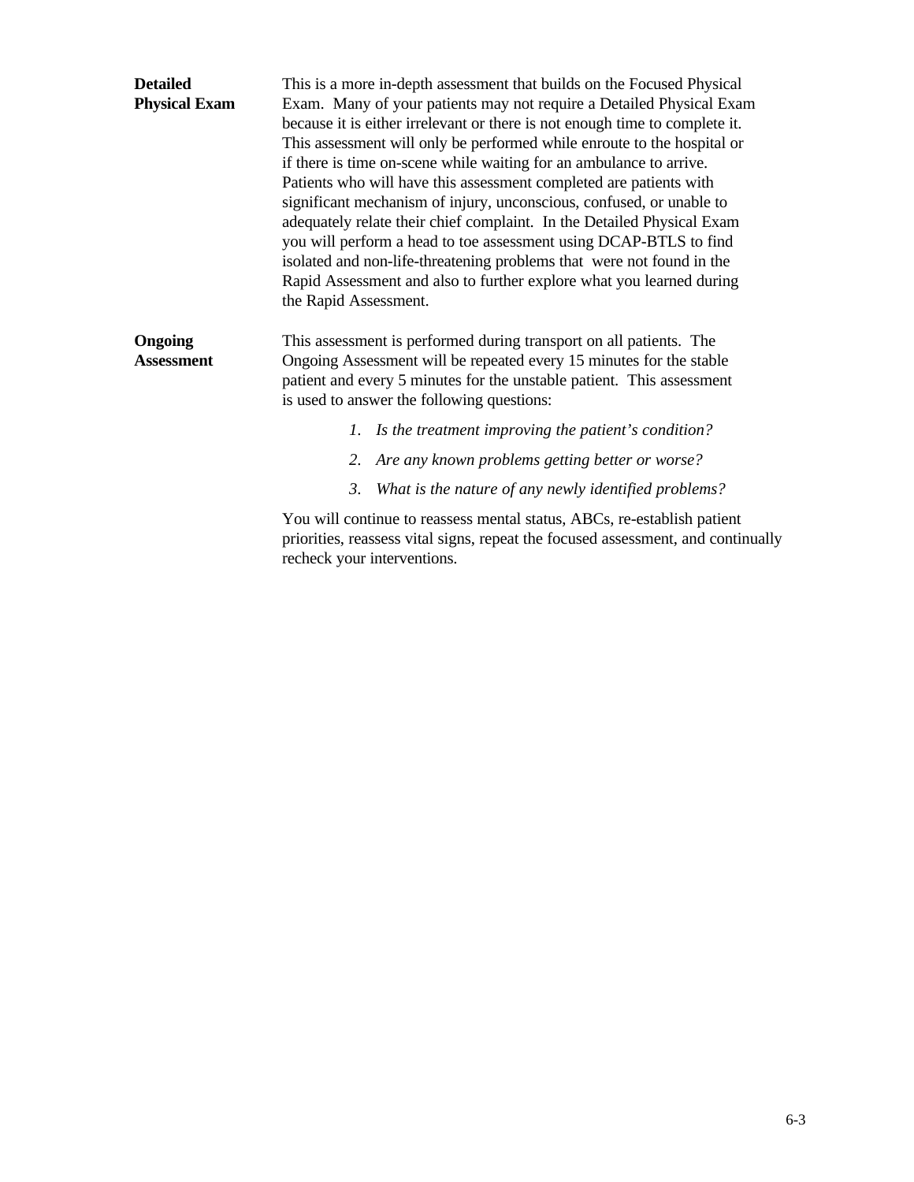**Detailed Physical Exam**

This is a more in-depth assessment that builds on the Focused Physical Exam. Many of your patients may not require a Detailed Physical Exam because it is either irrelevant or there is not enough time to complete it. This assessment will only be performed while enroute to the hospital or if there is time on-scene while waiting for an ambulance to arrive. Patients who will have this assessment completed are patients with significant mechanism of injury, unconscious, confused, or unable to adequately relate their chief complaint. In the Detailed Physical Exam you will perform a head to toe assessment using DCAP-BTLS to find isolated and non-life-threatening problems that were not found in the Rapid Assessment and also to further explore what you learned during the Rapid Assessment.

**Ongoing Assessment**

This assessment is performed during transport on all patients. The Ongoing Assessment will be repeated every 15 minutes for the stable patient and every 5 minutes for the unstable patient. This assessment is used to answer the following questions:

1. *Is the treatment improving the patient's condition?*
2. *Are any known problems getting better or worse?*
3. *What is the nature of any newly identified problems?*

You will continue to reassess mental status, ABCs, re-establish patient priorities, reassess vital signs, repeat the focused assessment, and continually recheck your interventions.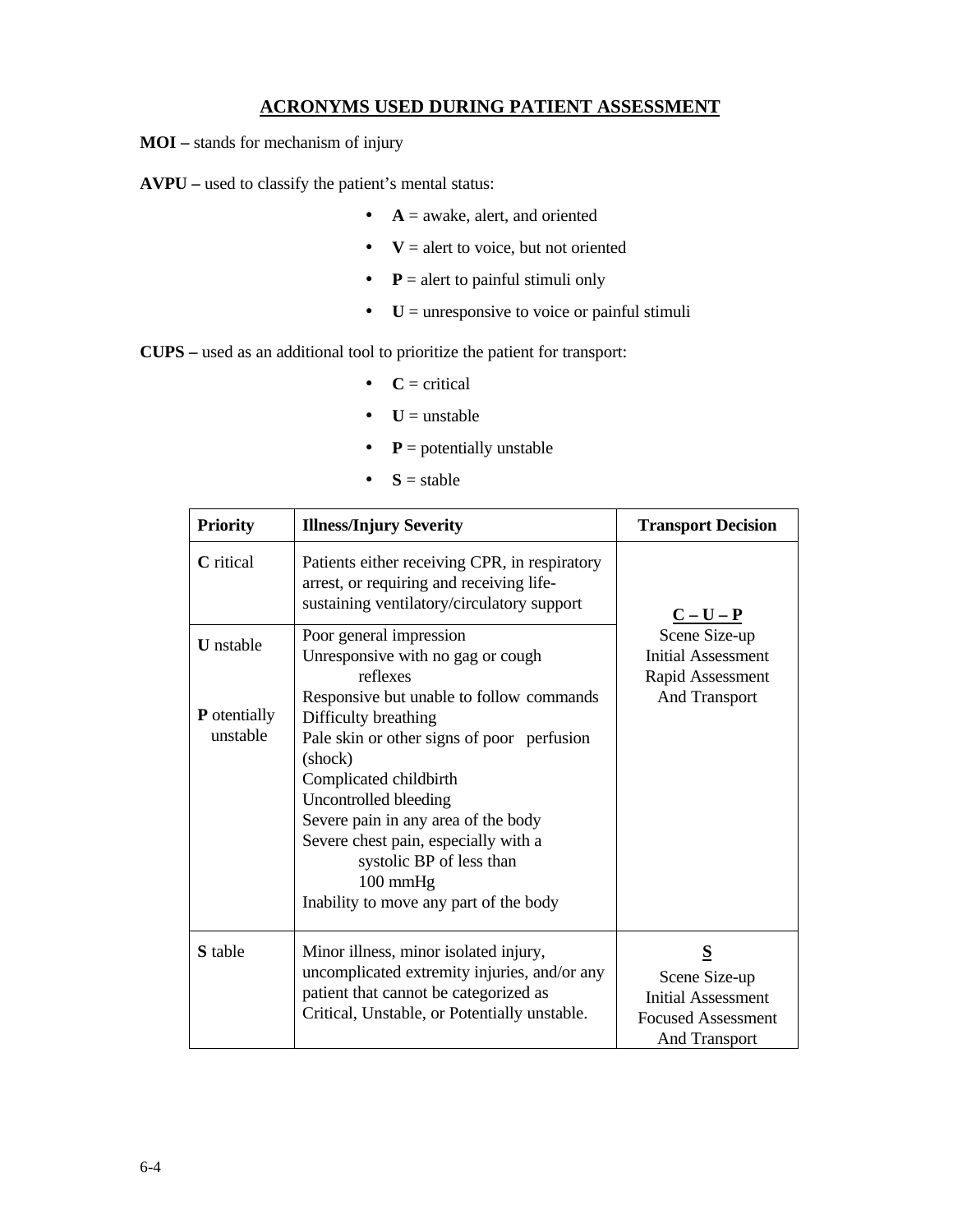## ACRONYMS USED DURING PATIENT ASSESSMENT

**MOI –** stands for mechanism of injury

**AVPU –** used to classify the patient's mental status:

- **A** = awake, alert, and oriented
- **V** = alert to voice, but not oriented
- **P** = alert to painful stimuli only
- **U** = unresponsive to voice or painful stimuli

**CUPS –** used as an additional tool to prioritize the patient for transport:

- **C** = critical
- **U** = unstable
- **P** = potentially unstable
- **S** = stable

| Priority | Illness/Injury Severity | Transport Decision |
|---|---|---|
| **C** ritical | Patients either receiving CPR, in respiratory arrest, or requiring and receiving life-sustaining ventilatory/circulatory support | **C – U – P**<br>Scene Size-up<br>Initial Assessment<br>Rapid Assessment<br>And Transport |
| **U** nstable<br><br>**P** otentially unstable | Poor general impression<br>Unresponsive with no gag or cough reflexes<br>Responsive but unable to follow commands<br>Difficulty breathing<br>Pale skin or other signs of poor perfusion (shock)<br>Complicated childbirth<br>Uncontrolled bleeding<br>Severe pain in any area of the body<br>Severe chest pain, especially with a systolic BP of less than 100 mmHg<br>Inability to move any part of the body | |
| **S** table | Minor illness, minor isolated injury, uncomplicated extremity injuries, and/or any patient that cannot be categorized as Critical, Unstable, or Potentially unstable. | **S**<br>Scene Size-up<br>Initial Assessment<br>Focused Assessment<br>And Transport |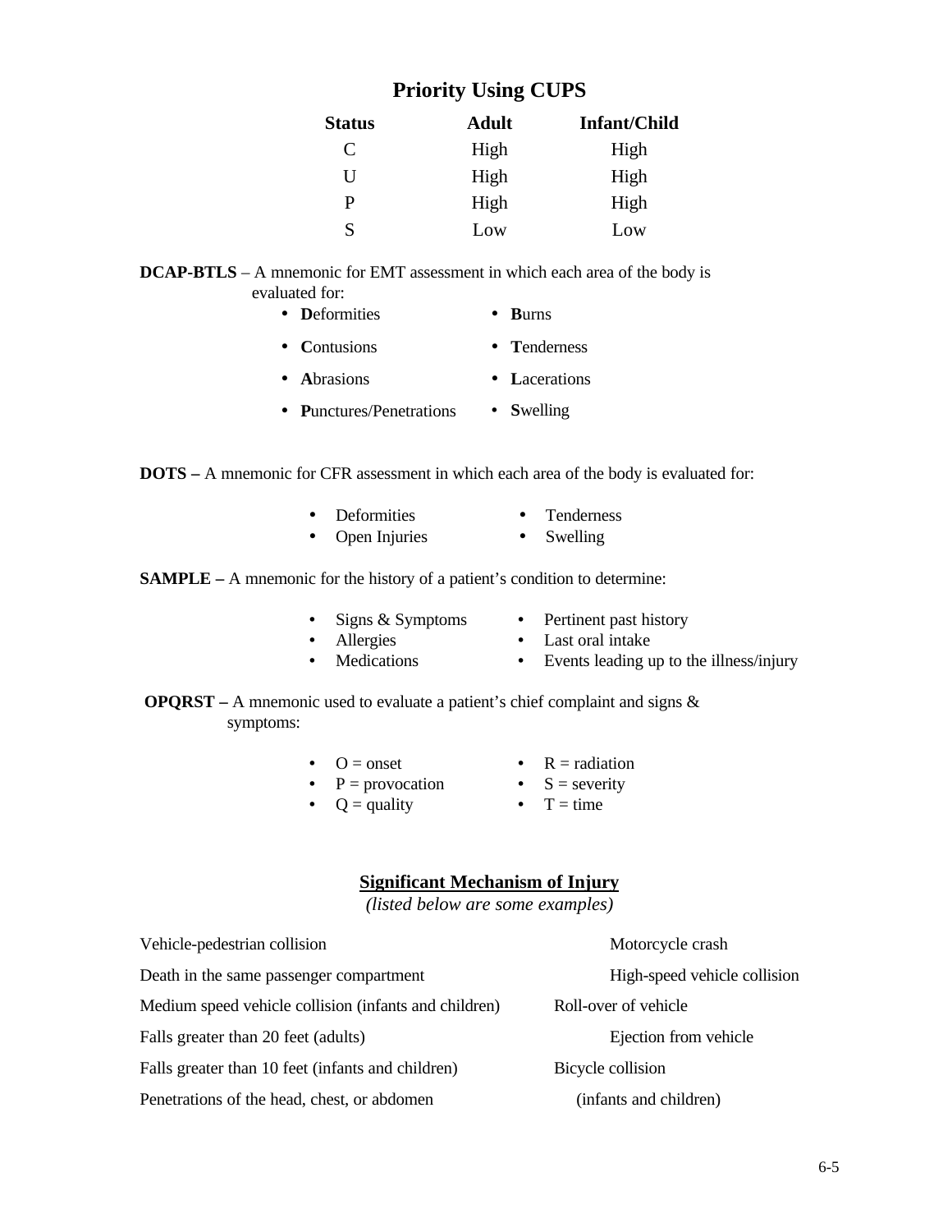## Priority Using CUPS

| Status | Adult | Infant/Child |
|---|---|---|
| C | High | High |
| U | High | High |
| P | High | High |
| S | Low | Low |

**DCAP-BTLS** – A mnemonic for EMT assessment in which each area of the body is evaluated for:

- **D**eformities
- **C**ontusions
- **A**brasions
- **P**unctures/Penetrations
- **B**urns
- **T**enderness
- **L**acerations
- **S**welling

**DOTS –** A mnemonic for CFR assessment in which each area of the body is evaluated for:

- Deformities
- Open Injuries
- Tenderness
- Swelling

**SAMPLE –** A mnemonic for the history of a patient's condition to determine:

- Signs & Symptoms
- Allergies
- Medications
- Pertinent past history
- Last oral intake
- Events leading up to the illness/injury

**OPQRST –** A mnemonic used to evaluate a patient's chief complaint and signs & symptoms:

- O = onset
- P = provocation
- Q = quality
- R = radiation
- S = severity
- T = time

### Significant Mechanism of Injury

*(listed below are some examples)*

- Vehicle-pedestrian collision
- Death in the same passenger compartment
- Medium speed vehicle collision (infants and children)
- Falls greater than 20 feet (adults)
- Falls greater than 10 feet (infants and children)
- Penetrations of the head, chest, or abdomen
- Motorcycle crash
- High-speed vehicle collision
- Roll-over of vehicle
- Ejection from vehicle
- Bicycle collision (infants and children)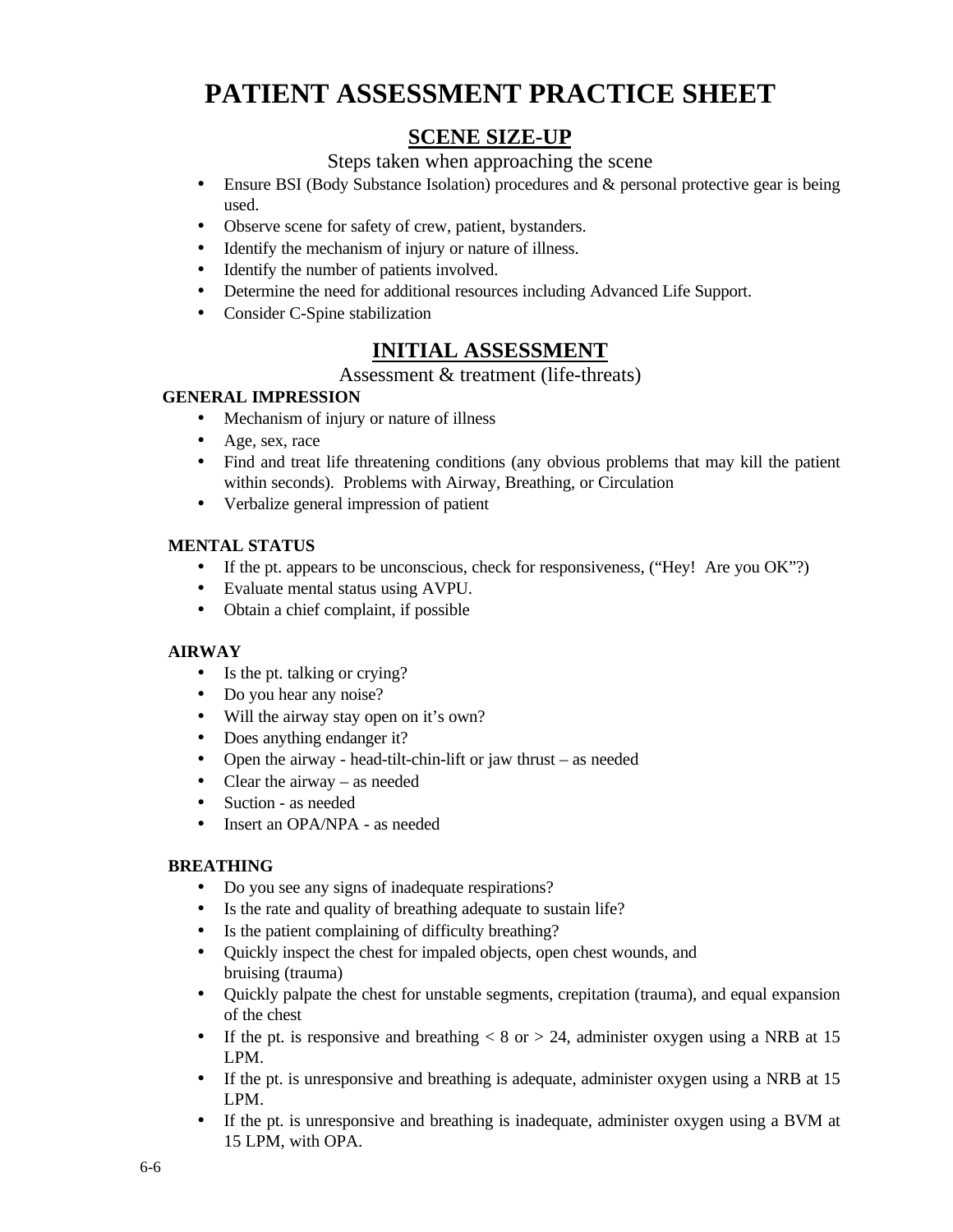# PATIENT ASSESSMENT PRACTICE SHEET

## SCENE SIZE-UP

Steps taken when approaching the scene

- Ensure BSI (Body Substance Isolation) procedures and & personal protective gear is being used.
- Observe scene for safety of crew, patient, bystanders.
- Identify the mechanism of injury or nature of illness.
- Identify the number of patients involved.
- Determine the need for additional resources including Advanced Life Support.
- Consider C-Spine stabilization

## INITIAL ASSESSMENT

Assessment & treatment (life-threats)

**GENERAL IMPRESSION**

- Mechanism of injury or nature of illness
- Age, sex, race
- Find and treat life threatening conditions (any obvious problems that may kill the patient within seconds). Problems with Airway, Breathing, or Circulation
- Verbalize general impression of patient

**MENTAL STATUS**

- If the pt. appears to be unconscious, check for responsiveness, ("Hey! Are you OK"?)
- Evaluate mental status using AVPU.
- Obtain a chief complaint, if possible

**AIRWAY**

- Is the pt. talking or crying?
- Do you hear any noise?
- Will the airway stay open on it's own?
- Does anything endanger it?
- Open the airway - head-tilt-chin-lift or jaw thrust – as needed
- Clear the airway – as needed
- Suction - as needed
- Insert an OPA/NPA - as needed

**BREATHING**

- Do you see any signs of inadequate respirations?
- Is the rate and quality of breathing adequate to sustain life?
- Is the patient complaining of difficulty breathing?
- Quickly inspect the chest for impaled objects, open chest wounds, and bruising (trauma)
- Quickly palpate the chest for unstable segments, crepitation (trauma), and equal expansion of the chest
- If the pt. is responsive and breathing < 8 or > 24, administer oxygen using a NRB at 15 LPM.
- If the pt. is unresponsive and breathing is adequate, administer oxygen using a NRB at 15 LPM.
- If the pt. is unresponsive and breathing is inadequate, administer oxygen using a BVM at 15 LPM, with OPA.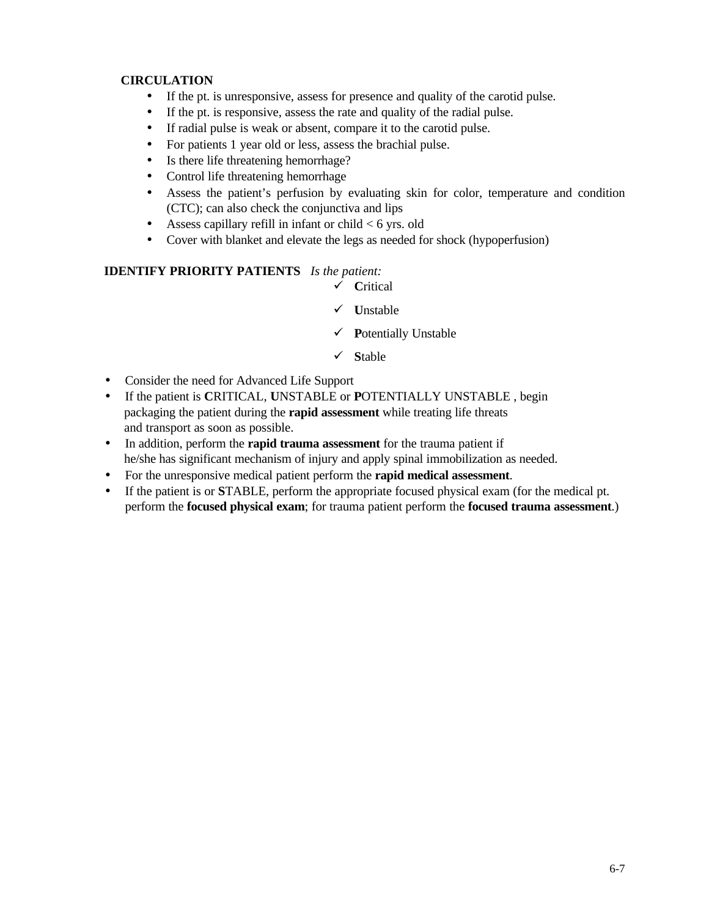**CIRCULATION**

- If the pt. is unresponsive, assess for presence and quality of the carotid pulse.
- If the pt. is responsive, assess the rate and quality of the radial pulse.
- If radial pulse is weak or absent, compare it to the carotid pulse.
- For patients 1 year old or less, assess the brachial pulse.
- Is there life threatening hemorrhage?
- Control life threatening hemorrhage
- Assess the patient's perfusion by evaluating skin for color, temperature and condition (CTC); can also check the conjunctiva and lips
- Assess capillary refill in infant or child < 6 yrs. old
- Cover with blanket and elevate the legs as needed for shock (hypoperfusion)

**IDENTIFY PRIORITY PATIENTS** *Is the patient:*

- ✓ **C**ritical
- ✓ **U**nstable
- ✓ **P**otentially Unstable
- ✓ **S**table

- Consider the need for Advanced Life Support
- If the patient is **C**RITICAL, **U**NSTABLE or **P**OTENTIALLY UNSTABLE , begin packaging the patient during the **rapid assessment** while treating life threats and transport as soon as possible.
- In addition, perform the **rapid trauma assessment** for the trauma patient if he/she has significant mechanism of injury and apply spinal immobilization as needed.
- For the unresponsive medical patient perform the **rapid medical assessment**.
- If the patient is or **S**TABLE, perform the appropriate focused physical exam (for the medical pt. perform the **focused physical exam**; for trauma patient perform the **focused trauma assessment**.)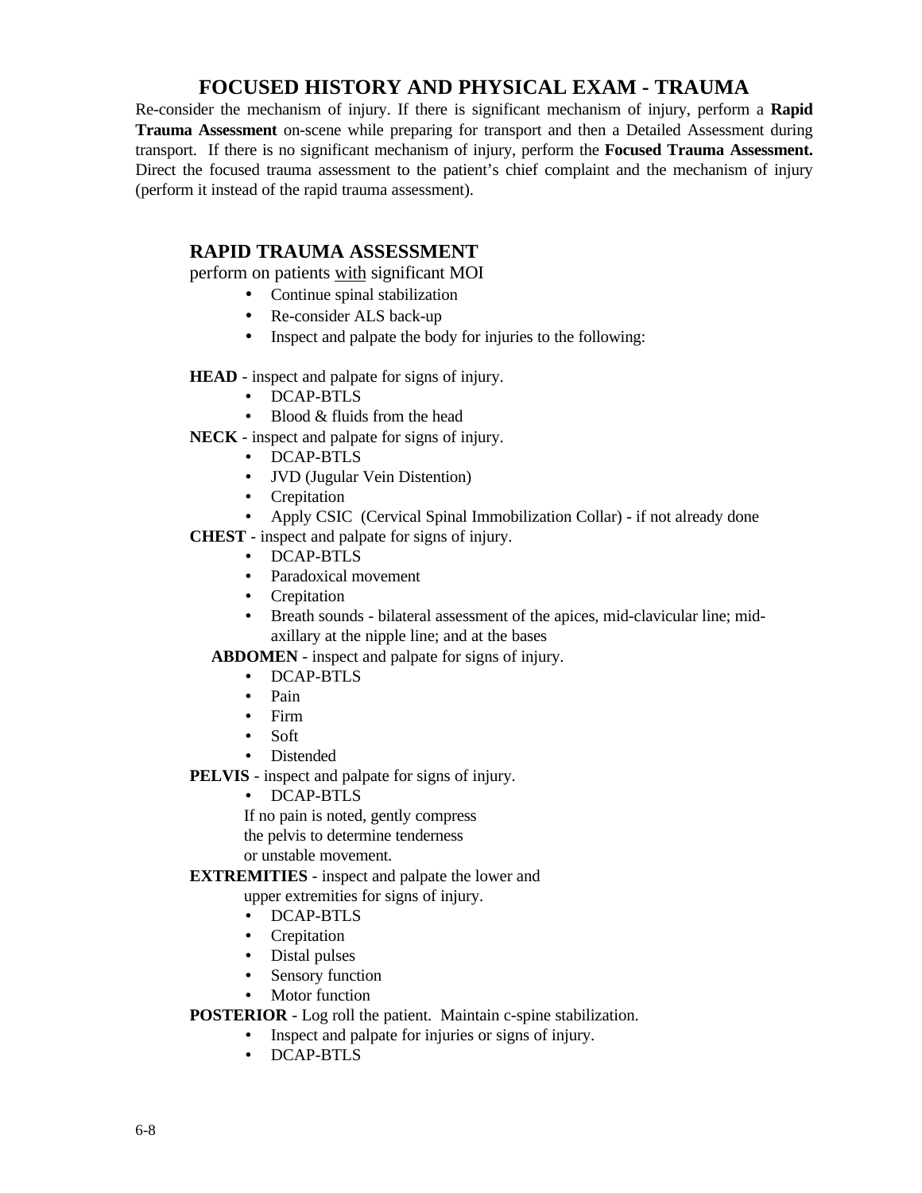# FOCUSED HISTORY AND PHYSICAL EXAM - TRAUMA

Re-consider the mechanism of injury. If there is significant mechanism of injury, perform a **Rapid Trauma Assessment** on-scene while preparing for transport and then a Detailed Assessment during transport. If there is no significant mechanism of injury, perform the **Focused Trauma Assessment.** Direct the focused trauma assessment to the patient's chief complaint and the mechanism of injury (perform it instead of the rapid trauma assessment).

## RAPID TRAUMA ASSESSMENT

perform on patients <u>with</u> significant MOI

- Continue spinal stabilization
- Re-consider ALS back-up
- Inspect and palpate the body for injuries to the following:

**HEAD** - inspect and palpate for signs of injury.

- DCAP-BTLS
- Blood & fluids from the head

**NECK** - inspect and palpate for signs of injury.

- DCAP-BTLS
- JVD (Jugular Vein Distention)
- Crepitation
- Apply CSIC (Cervical Spinal Immobilization Collar) - if not already done

**CHEST** - inspect and palpate for signs of injury.

- DCAP-BTLS
- Paradoxical movement
- Crepitation
- Breath sounds - bilateral assessment of the apices, mid-clavicular line; mid-axillary at the nipple line; and at the bases

**ABDOMEN** - inspect and palpate for signs of injury.

- DCAP-BTLS
- Pain
- Firm
- Soft
- Distended

**PELVIS** - inspect and palpate for signs of injury.

- DCAP-BTLS

If no pain is noted, gently compress the pelvis to determine tenderness or unstable movement.

**EXTREMITIES** - inspect and palpate the lower and upper extremities for signs of injury.

- DCAP-BTLS
- Crepitation
- Distal pulses
- Sensory function
- Motor function

**POSTERIOR** - Log roll the patient. Maintain c-spine stabilization.

- Inspect and palpate for injuries or signs of injury.
- DCAP-BTLS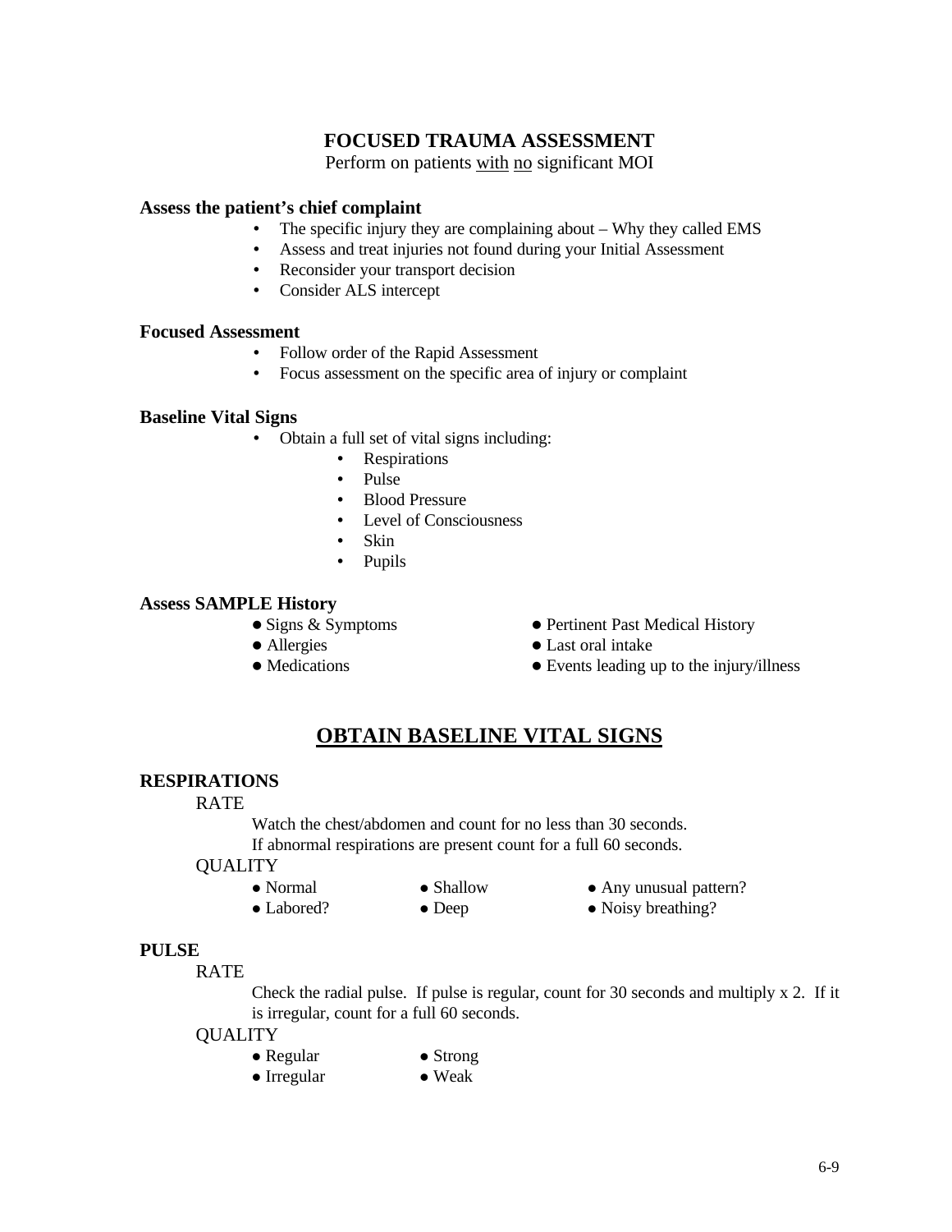## FOCUSED TRAUMA ASSESSMENT

Perform on patients <u>with</u> <u>no</u> significant MOI

**Assess the patient's chief complaint**

- The specific injury they are complaining about – Why they called EMS
- Assess and treat injuries not found during your Initial Assessment
- Reconsider your transport decision
- Consider ALS intercept

**Focused Assessment**

- Follow order of the Rapid Assessment
- Focus assessment on the specific area of injury or complaint

**Baseline Vital Signs**

- Obtain a full set of vital signs including:
  - Respirations
  - Pulse
  - Blood Pressure
  - Level of Consciousness
  - Skin
  - Pupils

**Assess SAMPLE History**

- Signs & Symptoms
- Allergies
- Medications
- Pertinent Past Medical History
- Last oral intake
- Events leading up to the injury/illness

## <u>OBTAIN BASELINE VITAL SIGNS</u>

**RESPIRATIONS**

RATE

Watch the chest/abdomen and count for no less than 30 seconds.
If abnormal respirations are present count for a full 60 seconds.

QUALITY

- Normal
- Labored?
- Shallow
- Deep
- Any unusual pattern?
- Noisy breathing?

**PULSE**

RATE

Check the radial pulse. If pulse is regular, count for 30 seconds and multiply x 2. If it is irregular, count for a full 60 seconds.

QUALITY

- Regular
- Irregular
- Strong
- Weak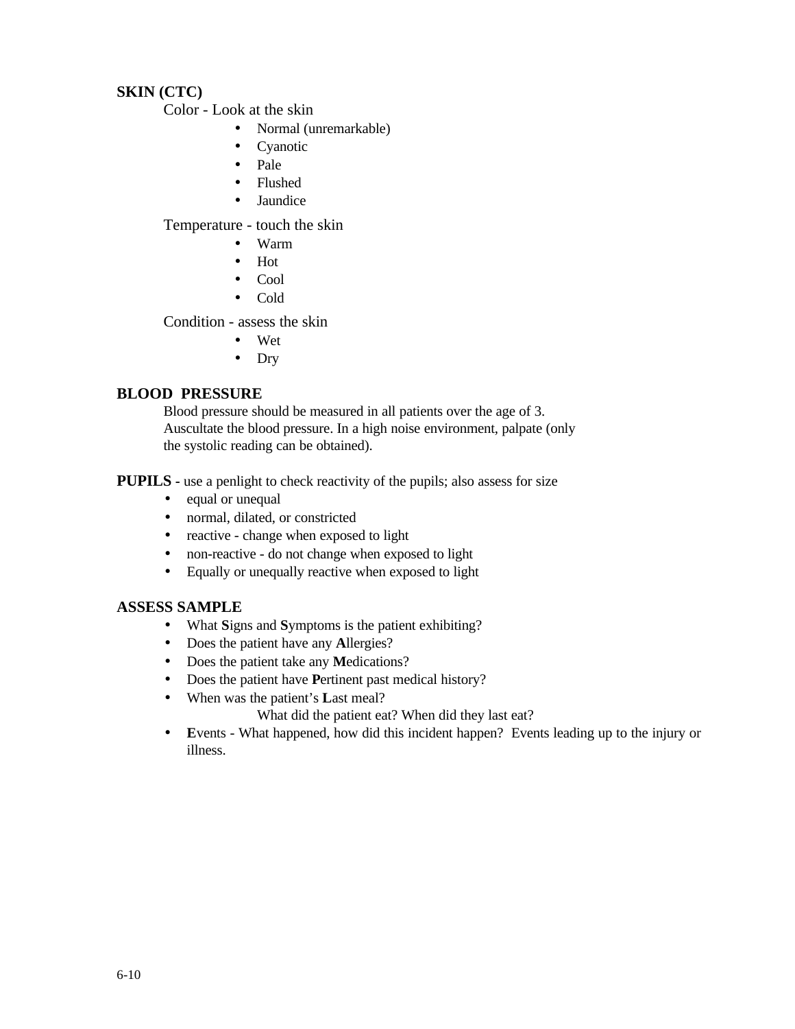**SKIN (CTC)**

Color - Look at the skin

- Normal (unremarkable)
- Cyanotic
- Pale
- Flushed
- Jaundice

Temperature - touch the skin

- Warm
- Hot
- Cool
- Cold

Condition - assess the skin

- Wet
- Dry

**BLOOD PRESSURE**

Blood pressure should be measured in all patients over the age of 3. Auscultate the blood pressure. In a high noise environment, palpate (only the systolic reading can be obtained).

**PUPILS** - use a penlight to check reactivity of the pupils; also assess for size

- equal or unequal
- normal, dilated, or constricted
- reactive - change when exposed to light
- non-reactive - do not change when exposed to light
- Equally or unequally reactive when exposed to light

**ASSESS SAMPLE**

- What **S**igns and **S**ymptoms is the patient exhibiting?
- Does the patient have any **A**llergies?
- Does the patient take any **M**edications?
- Does the patient have **P**ertinent past medical history?
- When was the patient's **L**ast meal?
  - What did the patient eat? When did they last eat?
- **E**vents - What happened, how did this incident happen? Events leading up to the injury or illness.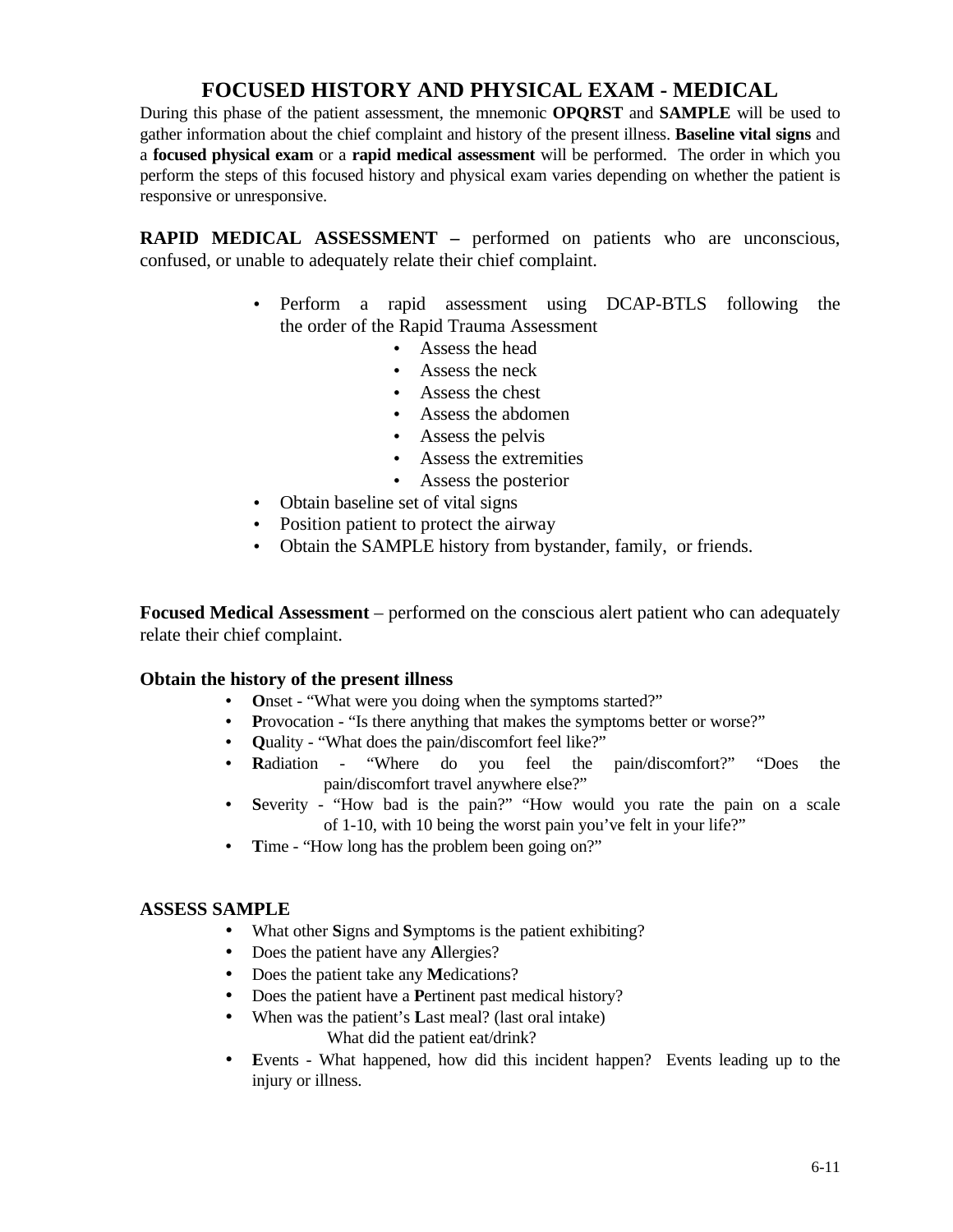# FOCUSED HISTORY AND PHYSICAL EXAM - MEDICAL

During this phase of the patient assessment, the mnemonic **OPQRST** and **SAMPLE** will be used to gather information about the chief complaint and history of the present illness. **Baseline vital signs** and a **focused physical exam** or a **rapid medical assessment** will be performed. The order in which you perform the steps of this focused history and physical exam varies depending on whether the patient is responsive or unresponsive.

**RAPID MEDICAL ASSESSMENT –** performed on patients who are unconscious, confused, or unable to adequately relate their chief complaint.

- Perform a rapid assessment using DCAP-BTLS following the the order of the Rapid Trauma Assessment
  - Assess the head
  - Assess the neck
  - Assess the chest
  - Assess the abdomen
  - Assess the pelvis
  - Assess the extremities
  - Assess the posterior
- Obtain baseline set of vital signs
- Position patient to protect the airway
- Obtain the SAMPLE history from bystander, family, or friends.

**Focused Medical Assessment** – performed on the conscious alert patient who can adequately relate their chief complaint.

**Obtain the history of the present illness**

- **O**nset - “What were you doing when the symptoms started?”
- **P**rovocation - “Is there anything that makes the symptoms better or worse?”
- **Q**uality - “What does the pain/discomfort feel like?”
- **R**adiation - “Where do you feel the pain/discomfort?” “Does the pain/discomfort travel anywhere else?”
- **S**everity - “How bad is the pain?” “How would you rate the pain on a scale of 1-10, with 10 being the worst pain you’ve felt in your life?”
- **T**ime - “How long has the problem been going on?”

**ASSESS SAMPLE**

- What other **S**igns and **S**ymptoms is the patient exhibiting?
- Does the patient have any **A**llergies?
- Does the patient take any **M**edications?
- Does the patient have a **P**ertinent past medical history?
- When was the patient’s **L**ast meal? (last oral intake)
  What did the patient eat/drink?
- **E**vents - What happened, how did this incident happen? Events leading up to the injury or illness.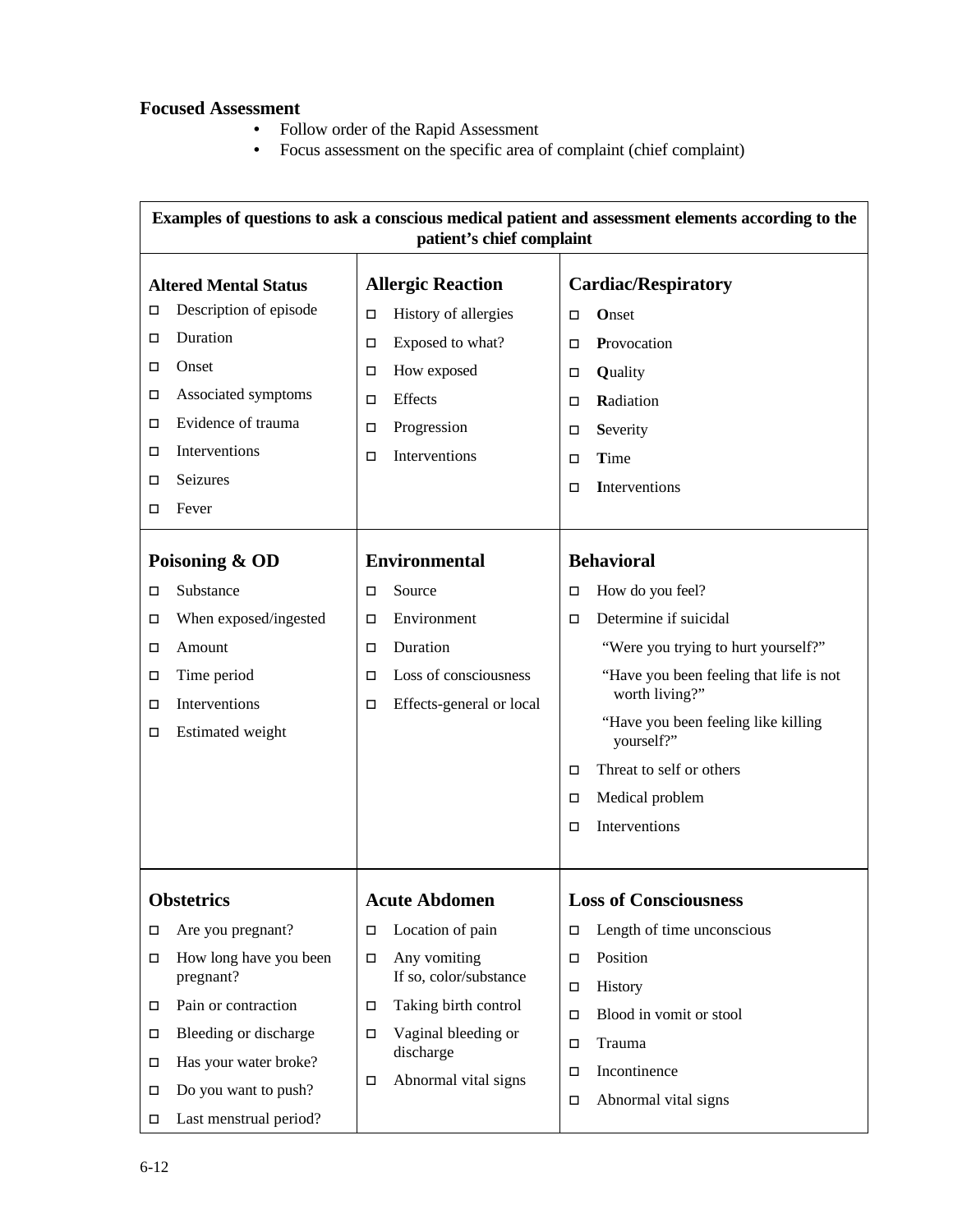## Focused Assessment

- Follow order of the Rapid Assessment
- Focus assessment on the specific area of complaint (chief complaint)

**Examples of questions to ask a conscious medical patient and assessment elements according to the patient's chief complaint**

### Altered Mental Status

- ☐ Description of episode
- ☐ Duration
- ☐ Onset
- ☐ Associated symptoms
- ☐ Evidence of trauma
- ☐ Interventions
- ☐ Seizures
- ☐ Fever

### Allergic Reaction

- ☐ History of allergies
- ☐ Exposed to what?
- ☐ How exposed
- ☐ Effects
- ☐ Progression
- ☐ Interventions

### Cardiac/Respiratory

- ☐ **O**nset
- ☐ **P**rovocation
- ☐ **Q**uality
- ☐ **R**adiation
- ☐ **S**everity
- ☐ **T**ime
- ☐ **I**nterventions

### Poisoning & OD

- ☐ Substance
- ☐ When exposed/ingested
- ☐ Amount
- ☐ Time period
- ☐ Interventions
- ☐ Estimated weight

### Environmental

- ☐ Source
- ☐ Environment
- ☐ Duration
- ☐ Loss of consciousness
- ☐ Effects-general or local

### Behavioral

- ☐ How do you feel?
- ☐ Determine if suicidal
  - "Were you trying to hurt yourself?"
  - "Have you been feeling that life is not worth living?"
  - "Have you been feeling like killing yourself?"
- ☐ Threat to self or others
- ☐ Medical problem
- ☐ Interventions

### Obstetrics

- ☐ Are you pregnant?
- ☐ How long have you been pregnant?
- ☐ Pain or contraction
- ☐ Bleeding or discharge
- ☐ Has your water broke?
- ☐ Do you want to push?
- ☐ Last menstrual period?

### Acute Abdomen

- ☐ Location of pain
- ☐ Any vomiting
  If so, color/substance
- ☐ Taking birth control
- ☐ Vaginal bleeding or discharge
- ☐ Abnormal vital signs

### Loss of Consciousness

- ☐ Length of time unconscious
- ☐ Position
- ☐ History
- ☐ Blood in vomit or stool
- ☐ Trauma
- ☐ Incontinence
- ☐ Abnormal vital signs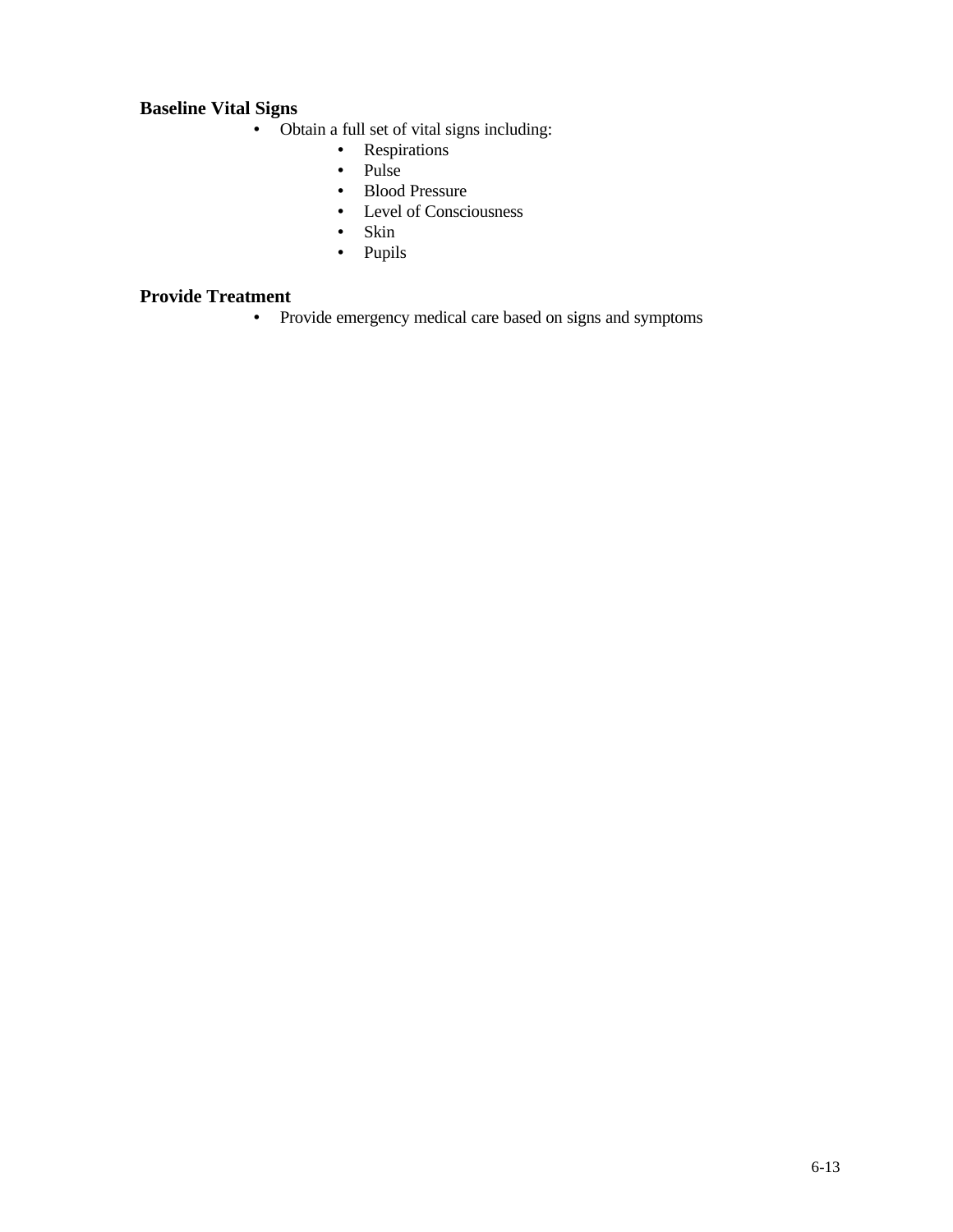### Baseline Vital Signs

- Obtain a full set of vital signs including:
  - Respirations
  - Pulse
  - Blood Pressure
  - Level of Consciousness
  - Skin
  - Pupils

### Provide Treatment

- Provide emergency medical care based on signs and symptoms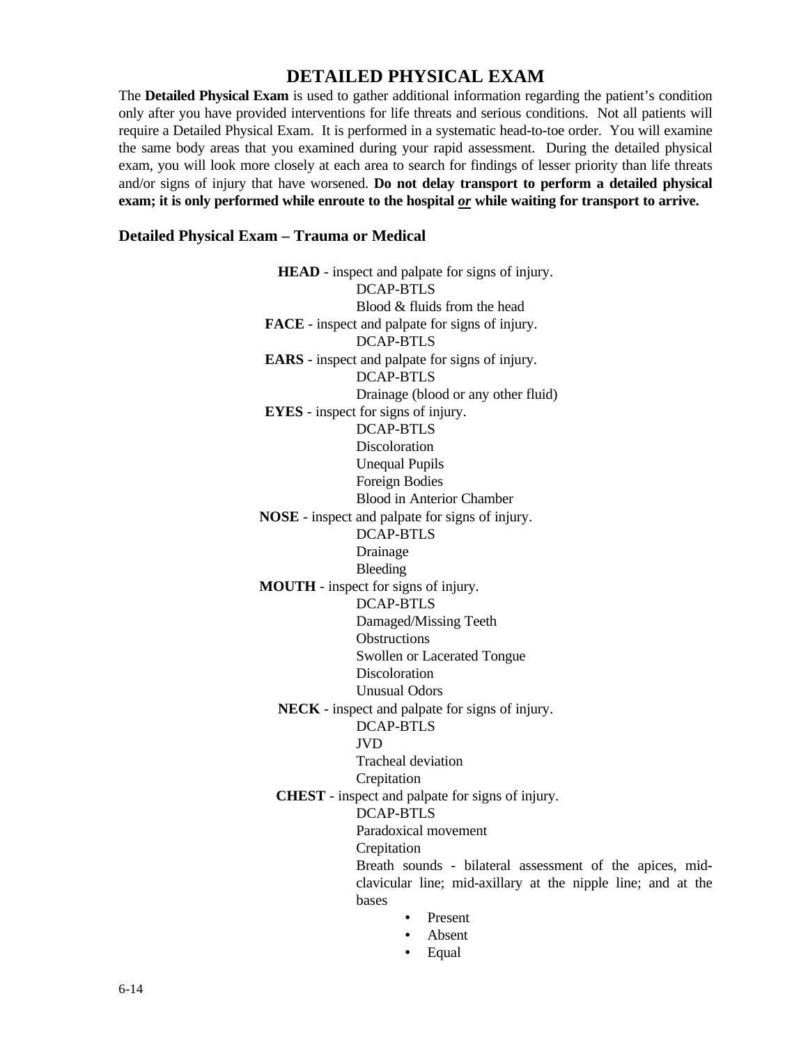# DETAILED PHYSICAL EXAM

The **Detailed Physical Exam** is used to gather additional information regarding the patient's condition only after you have provided interventions for life threats and serious conditions. Not all patients will require a Detailed Physical Exam. It is performed in a systematic head-to-toe order. You will examine the same body areas that you examined during your rapid assessment. During the detailed physical exam, you will look more closely at each area to search for findings of lesser priority than life threats and/or signs of injury that have worsened. **Do not delay transport to perform a detailed physical exam; it is only performed while enroute to the hospital *or* while waiting for transport to arrive.**

### Detailed Physical Exam – Trauma or Medical

**HEAD** - inspect and palpate for signs of injury.
- DCAP-BTLS
- Blood & fluids from the head

**FACE** - inspect and palpate for signs of injury.
- DCAP-BTLS

**EARS** - inspect and palpate for signs of injury.
- DCAP-BTLS
- Drainage (blood or any other fluid)

**EYES** - inspect for signs of injury.
- DCAP-BTLS
- Discoloration
- Unequal Pupils
- Foreign Bodies
- Blood in Anterior Chamber

**NOSE** - inspect and palpate for signs of injury.
- DCAP-BTLS
- Drainage
- Bleeding

**MOUTH** - inspect for signs of injury.
- DCAP-BTLS
- Damaged/Missing Teeth
- Obstructions
- Swollen or Lacerated Tongue
- Discoloration
- Unusual Odors

**NECK** - inspect and palpate for signs of injury.
- DCAP-BTLS
- JVD
- Tracheal deviation
- Crepitation

**CHEST** - inspect and palpate for signs of injury.
- DCAP-BTLS
- Paradoxical movement
- Crepitation
- Breath sounds - bilateral assessment of the apices, mid-clavicular line; mid-axillary at the nipple line; and at the bases
  - Present
  - Absent
  - Equal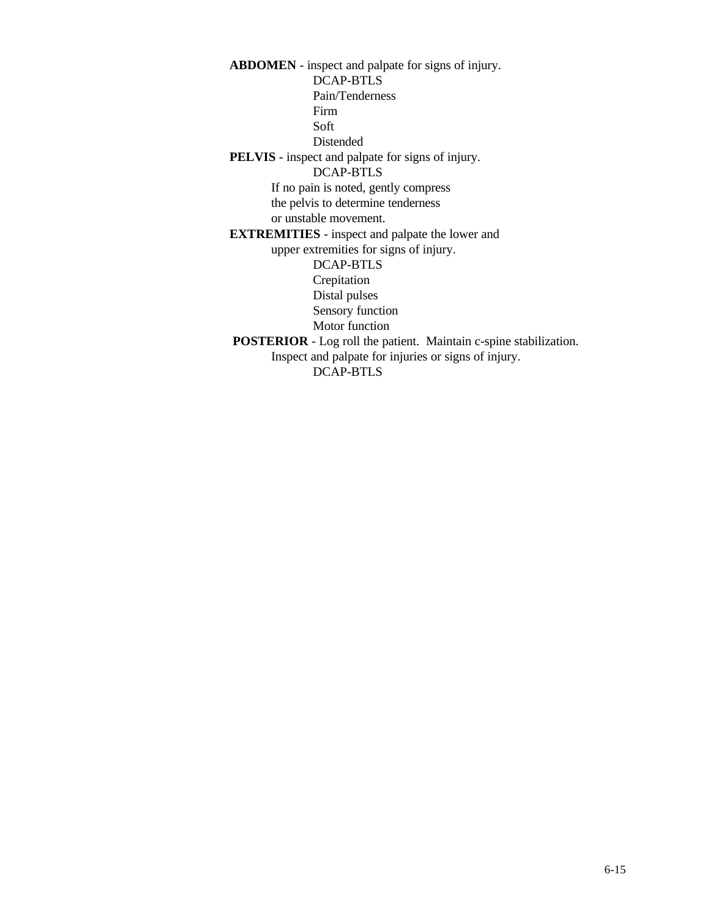**ABDOMEN** - inspect and palpate for signs of injury.

- DCAP-BTLS
- Pain/Tenderness
- Firm
- Soft
- Distended

**PELVIS** - inspect and palpate for signs of injury.

- DCAP-BTLS

If no pain is noted, gently compress the pelvis to determine tenderness or unstable movement.

**EXTREMITIES** - inspect and palpate the lower and upper extremities for signs of injury.

- DCAP-BTLS
- Crepitation
- Distal pulses
- Sensory function
- Motor function

**POSTERIOR** - Log roll the patient. Maintain c-spine stabilization. Inspect and palpate for injuries or signs of injury.

- DCAP-BTLS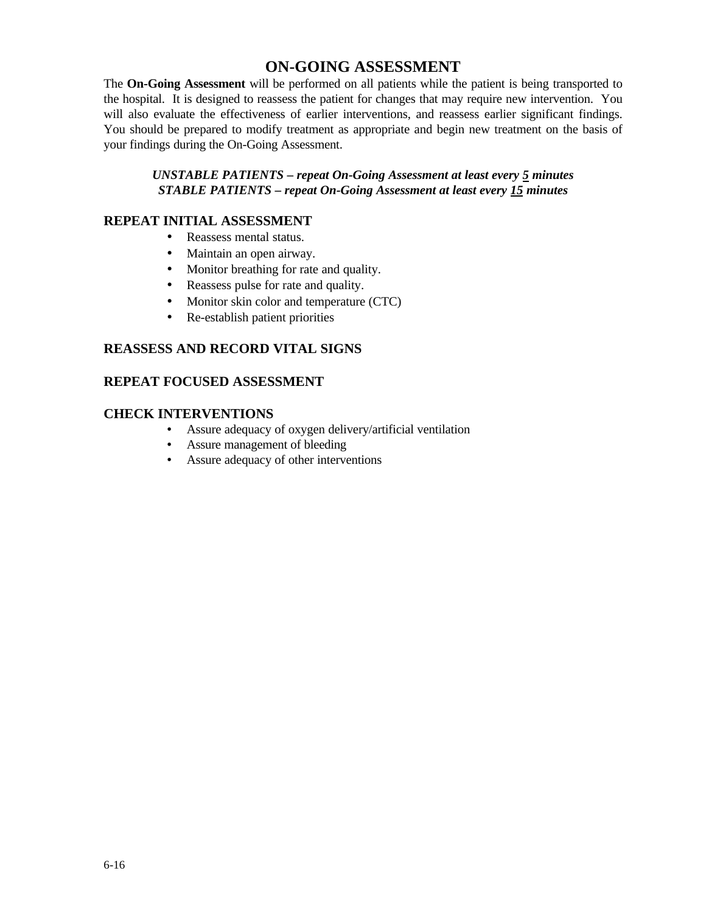# ON-GOING ASSESSMENT

The **On-Going Assessment** will be performed on all patients while the patient is being transported to the hospital. It is designed to reassess the patient for changes that may require new intervention. You will also evaluate the effectiveness of earlier interventions, and reassess earlier significant findings. You should be prepared to modify treatment as appropriate and begin new treatment on the basis of your findings during the On-Going Assessment.

***UNSTABLE PATIENTS – repeat On-Going Assessment at least every <u>5</u> minutes***
***STABLE PATIENTS – repeat On-Going Assessment at least every <u>15</u> minutes***

## REPEAT INITIAL ASSESSMENT

- Reassess mental status.
- Maintain an open airway.
- Monitor breathing for rate and quality.
- Reassess pulse for rate and quality.
- Monitor skin color and temperature (CTC)
- Re-establish patient priorities

## REASSESS AND RECORD VITAL SIGNS

## REPEAT FOCUSED ASSESSMENT

## CHECK INTERVENTIONS

- Assure adequacy of oxygen delivery/artificial ventilation
- Assure management of bleeding
- Assure adequacy of other interventions